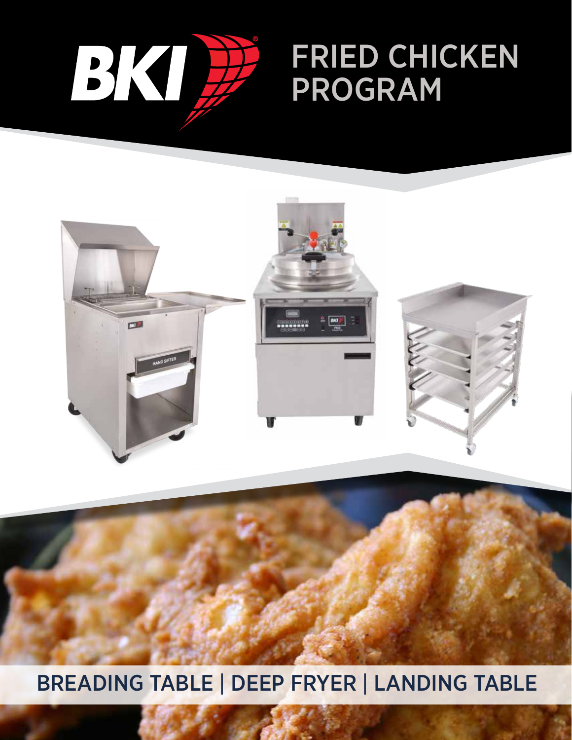# FRIED CHICKEN PROGRAM

## BREADING TABLE | DEEP FRYER | LANDING TABLE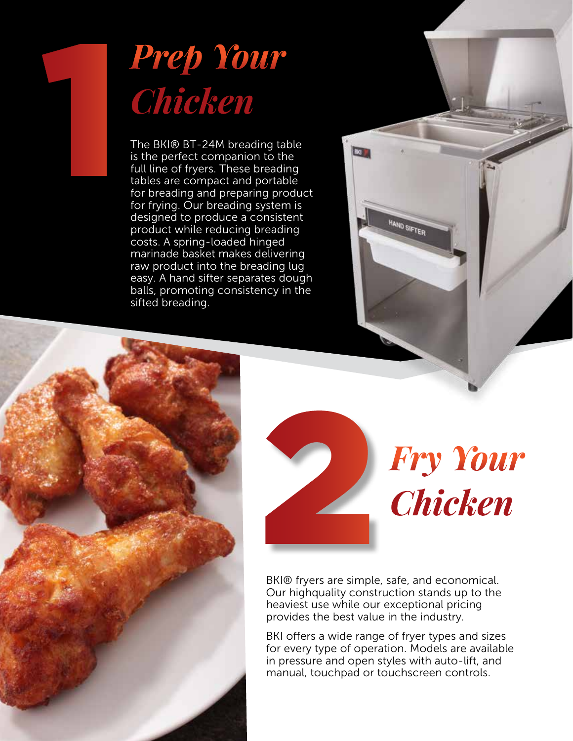# 1 Prep Your Chicken

The BKI® BT-24M breading table is the perfect companion to the full line of fryers. These breading tables are compact and portable for breading and preparing product for frying. Our breading system is designed to produce a consistent product while reducing breading costs. A spring-loaded hinged marinade basket makes delivering raw product into the breading lug easy. A hand sifter separates dough balls, promoting consistency in the sifted breading.

# 2 Fry Your Chicken

BKI® fryers are simple, safe, and economical. Our highquality construction stands up to the heaviest use while our exceptional pricing provides the best value in the industry.

BKI offers a wide range of fryer types and sizes for every type of operation. Models are available in pressure and open styles with auto-lift, and manual, touchpad or touchscreen controls.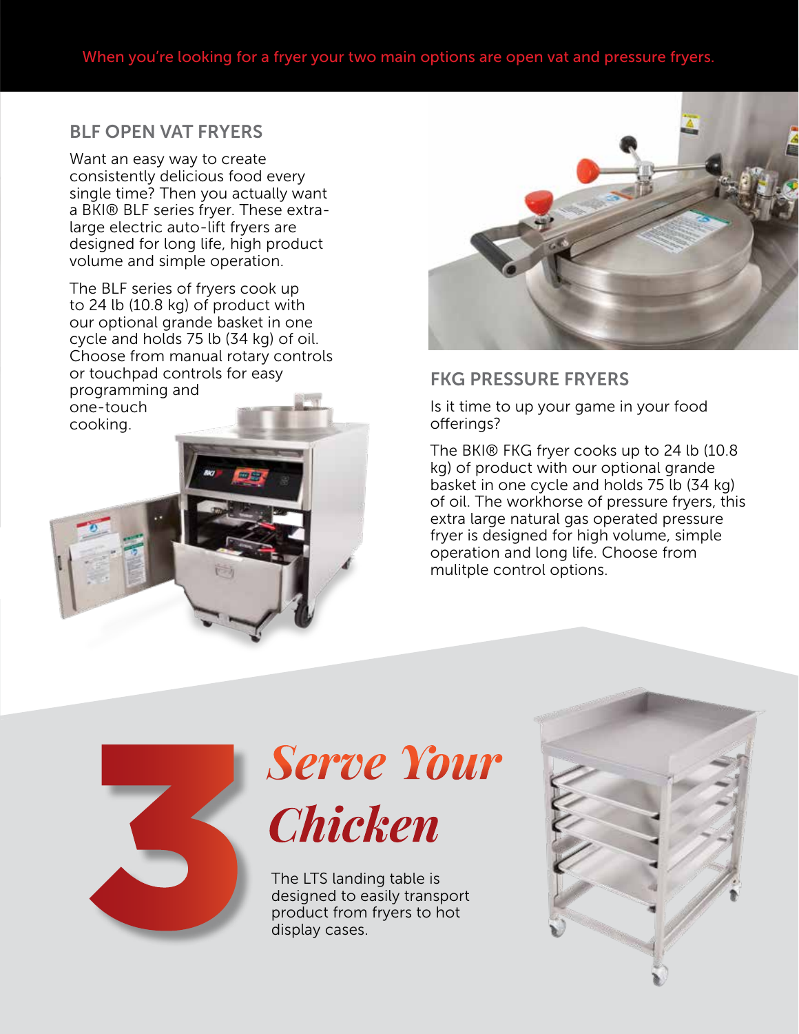When you're looking for a fryer your two main options are open vat and pressure fryers.

## BLF OPEN VAT FRYERS

Want an easy way to create consistently delicious food every single time? Then you actually want a BKI® BLF series fryer. These extra-large electric auto-lift fryers are designed for long life, high product volume and simple operation.

The BLF series of fryers cook up to 24 lb (10.8 kg) of product with our optional grande basket in one cycle and holds 75 lb (34 kg) of oil. Choose from manual rotary controls or touchpad controls for easy programming and one-touch cooking.

## FKG PRESSURE FRYERS

Is it time to up your game in your food offerings?

The BKI® FKG fryer cooks up to 24 lb (10.8 kg) of product with our optional grande basket in one cycle and holds 75 lb (34 kg) of oil. The workhorse of pressure fryers, this extra large natural gas operated pressure fryer is designed for high volume, simple operation and long life. Choose from mulitple control options.

# 3 *Serve Your Chicken*

The LTS landing table is designed to easily transport product from fryers to hot display cases.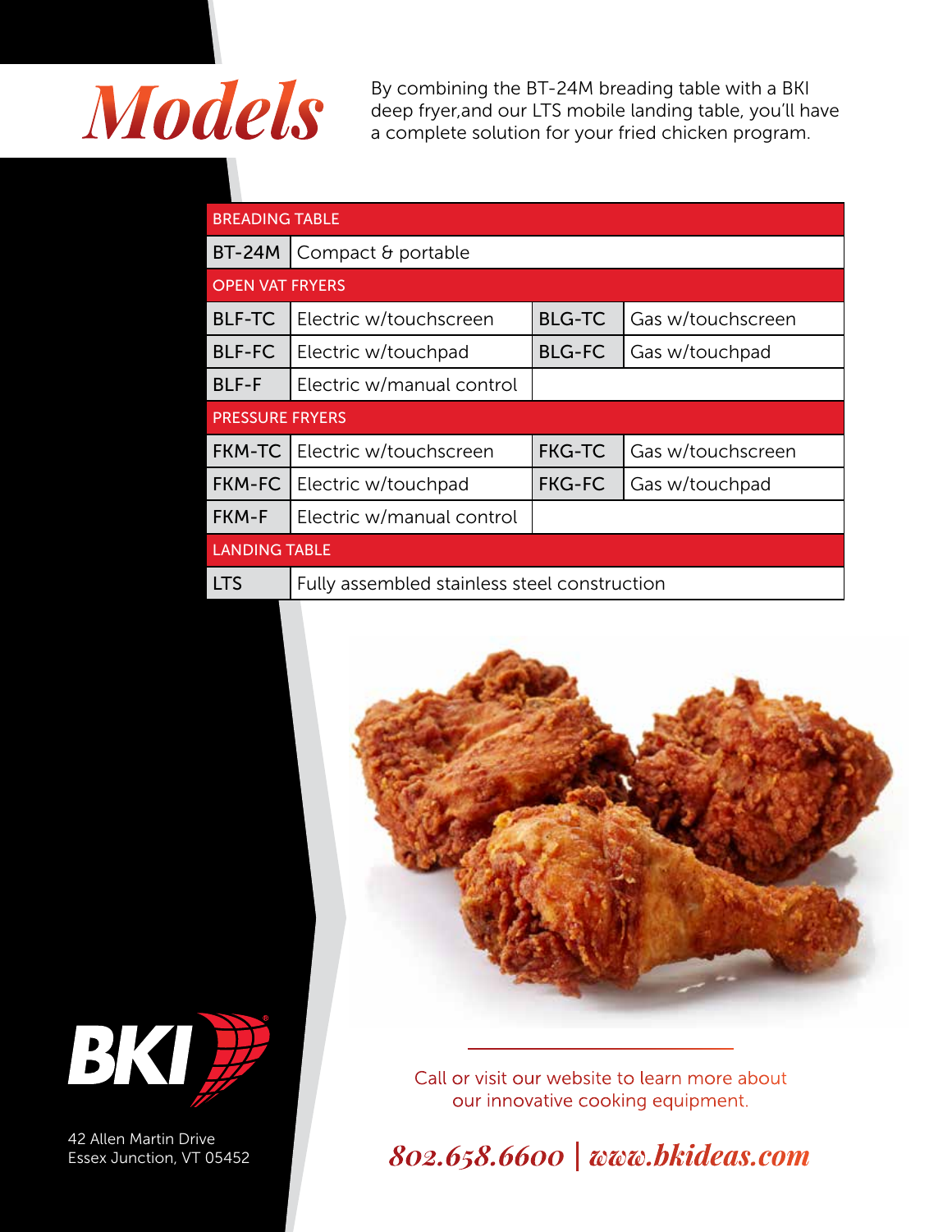# Models

By combining the BT-24M breading table with a BKI deep fryer,and our LTS mobile landing table, you'll have a complete solution for your fried chicken program.

| | | | |
|---|---|---|---|
| BREADING TABLE | | | |
| BT-24M | Compact & portable | | |
| OPEN VAT FRYERS | | | |
| BLF-TC | Electric w/touchscreen | BLG-TC | Gas w/touchscreen |
| BLF-FC | Electric w/touchpad | BLG-FC | Gas w/touchpad |
| BLF-F | Electric w/manual control | | |
| PRESSURE FRYERS | | | |
| FKM-TC | Electric w/touchscreen | FKG-TC | Gas w/touchscreen |
| FKM-FC | Electric w/touchpad | FKG-FC | Gas w/touchpad |
| FKM-F | Electric w/manual control | | |
| LANDING TABLE | | | |
| LTS | Fully assembled stainless steel construction | | |

BKI

42 Allen Martin Drive
Essex Junction, VT 05452

Call or visit our website to learn more about our innovative cooking equipment.

*802.658.6600 | www.bkideas.com*